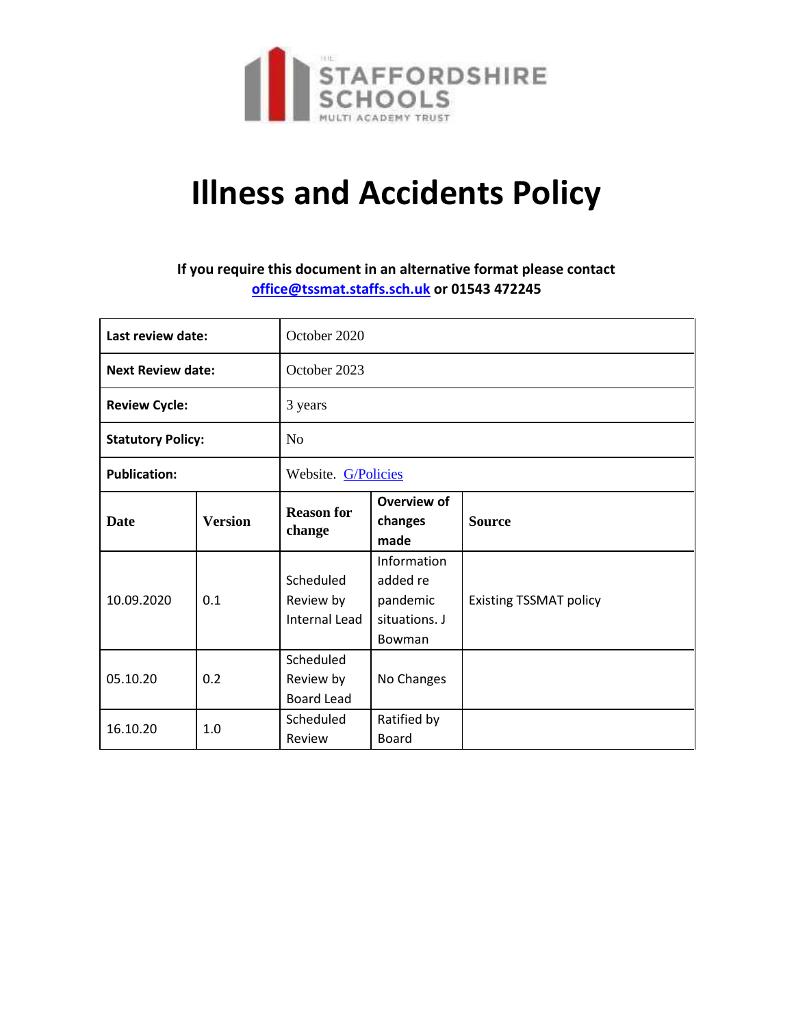# Illness and Accidents Policy

**If you require this document in an alternative format please contact office@tssmat.staffs.sch.uk or 01543 472245**

| **Last review date:** | | October 2020 | | |
|---|---|---|---|---|
| **Next Review date:** | | October 2023 | | |
| **Review Cycle:** | | 3 years | | |
| **Statutory Policy:** | | No | | |
| **Publication:** | | Website. G/Policies | | |
| **Date** | **Version** | **Reason for change** | **Overview of changes made** | **Source** |
| 10.09.2020 | 0.1 | Scheduled Review by Internal Lead | Information added re pandemic situations. J Bowman | Existing TSSMAT policy |
| 05.10.20 | 0.2 | Scheduled Review by Board Lead | No Changes | |
| 16.10.20 | 1.0 | Scheduled Review | Ratified by Board | |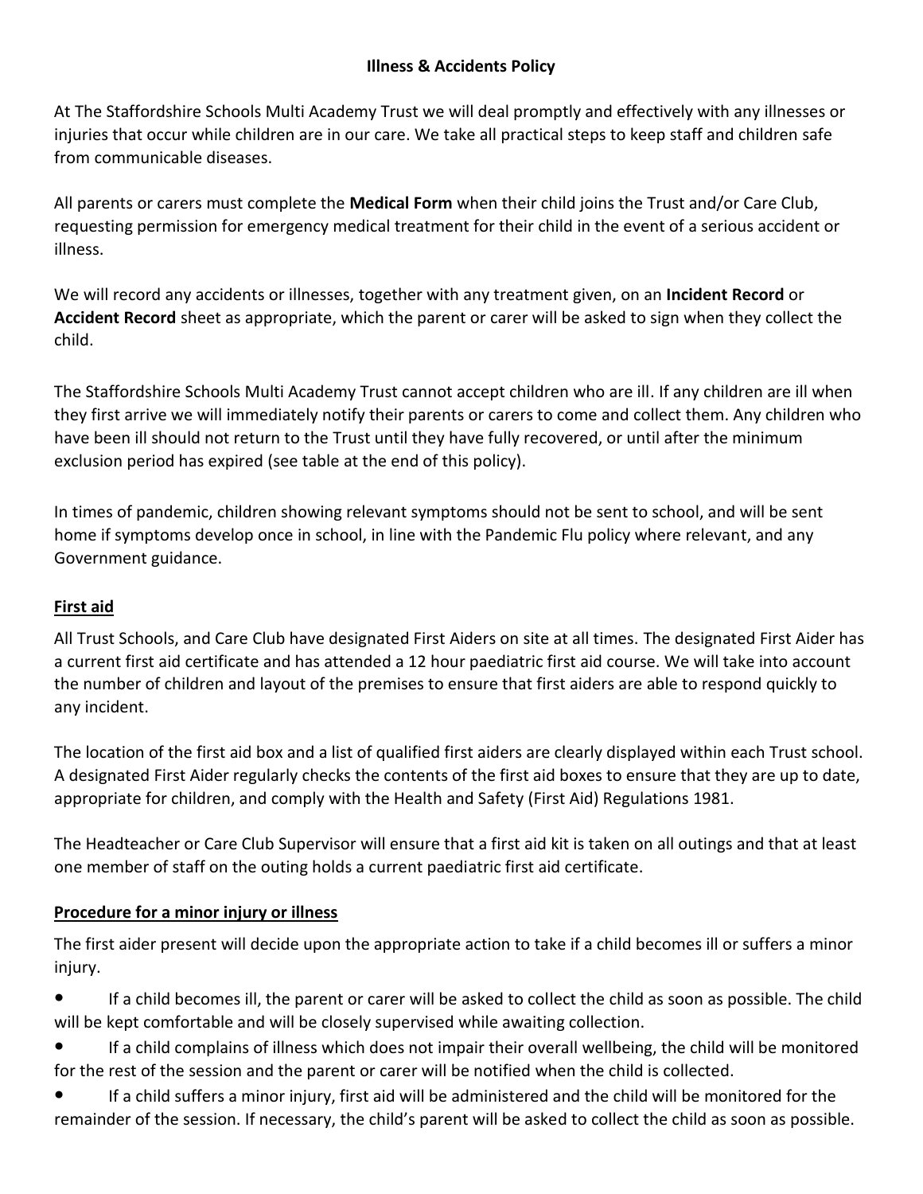# Illness & Accidents Policy

At The Staffordshire Schools Multi Academy Trust we will deal promptly and effectively with any illnesses or injuries that occur while children are in our care. We take all practical steps to keep staff and children safe from communicable diseases.

All parents or carers must complete the **Medical Form** when their child joins the Trust and/or Care Club, requesting permission for emergency medical treatment for their child in the event of a serious accident or illness.

We will record any accidents or illnesses, together with any treatment given, on an **Incident Record** or **Accident Record** sheet as appropriate, which the parent or carer will be asked to sign when they collect the child.

The Staffordshire Schools Multi Academy Trust cannot accept children who are ill. If any children are ill when they first arrive we will immediately notify their parents or carers to come and collect them. Any children who have been ill should not return to the Trust until they have fully recovered, or until after the minimum exclusion period has expired (see table at the end of this policy).

In times of pandemic, children showing relevant symptoms should not be sent to school, and will be sent home if symptoms develop once in school, in line with the Pandemic Flu policy where relevant, and any Government guidance.

## First aid

All Trust Schools, and Care Club have designated First Aiders on site at all times. The designated First Aider has a current first aid certificate and has attended a 12 hour paediatric first aid course. We will take into account the number of children and layout of the premises to ensure that first aiders are able to respond quickly to any incident.

The location of the first aid box and a list of qualified first aiders are clearly displayed within each Trust school. A designated First Aider regularly checks the contents of the first aid boxes to ensure that they are up to date, appropriate for children, and comply with the Health and Safety (First Aid) Regulations 1981.

The Headteacher or Care Club Supervisor will ensure that a first aid kit is taken on all outings and that at least one member of staff on the outing holds a current paediatric first aid certificate.

## Procedure for a minor injury or illness

The first aider present will decide upon the appropriate action to take if a child becomes ill or suffers a minor injury.

- If a child becomes ill, the parent or carer will be asked to collect the child as soon as possible. The child will be kept comfortable and will be closely supervised while awaiting collection.
- If a child complains of illness which does not impair their overall wellbeing, the child will be monitored for the rest of the session and the parent or carer will be notified when the child is collected.
- If a child suffers a minor injury, first aid will be administered and the child will be monitored for the remainder of the session. If necessary, the child's parent will be asked to collect the child as soon as possible.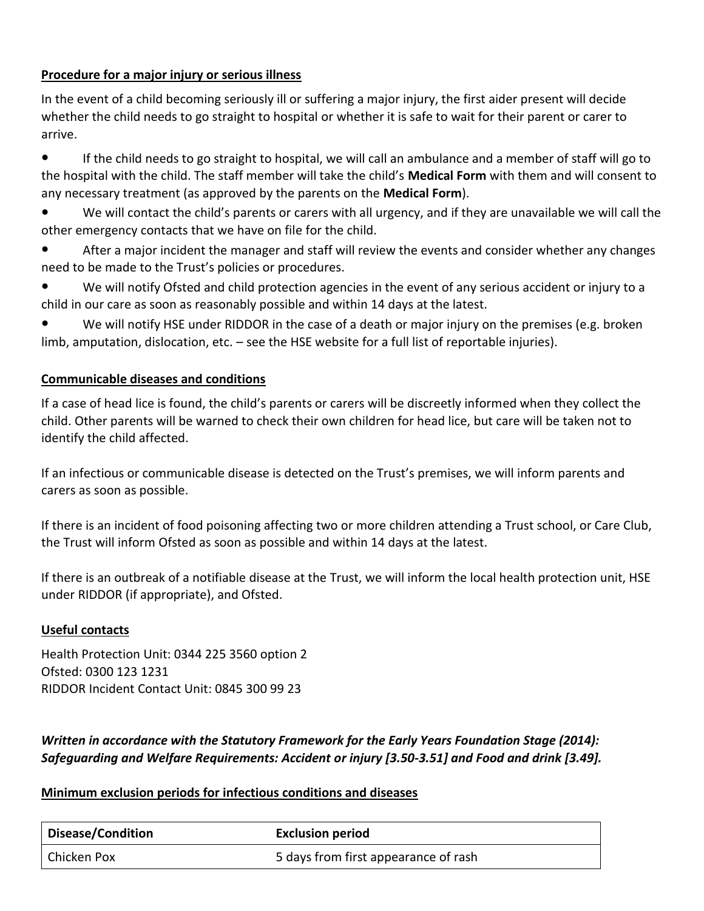**Procedure for a major injury or serious illness**

In the event of a child becoming seriously ill or suffering a major injury, the first aider present will decide whether the child needs to go straight to hospital or whether it is safe to wait for their parent or carer to arrive.

- If the child needs to go straight to hospital, we will call an ambulance and a member of staff will go to the hospital with the child. The staff member will take the child's **Medical Form** with them and will consent to any necessary treatment (as approved by the parents on the **Medical Form**).
- We will contact the child's parents or carers with all urgency, and if they are unavailable we will call the other emergency contacts that we have on file for the child.
- After a major incident the manager and staff will review the events and consider whether any changes need to be made to the Trust's policies or procedures.
- We will notify Ofsted and child protection agencies in the event of any serious accident or injury to a child in our care as soon as reasonably possible and within 14 days at the latest.
- We will notify HSE under RIDDOR in the case of a death or major injury on the premises (e.g. broken limb, amputation, dislocation, etc. – see the HSE website for a full list of reportable injuries).

**Communicable diseases and conditions**

If a case of head lice is found, the child's parents or carers will be discreetly informed when they collect the child. Other parents will be warned to check their own children for head lice, but care will be taken not to identify the child affected.

If an infectious or communicable disease is detected on the Trust's premises, we will inform parents and carers as soon as possible.

If there is an incident of food poisoning affecting two or more children attending a Trust school, or Care Club, the Trust will inform Ofsted as soon as possible and within 14 days at the latest.

If there is an outbreak of a notifiable disease at the Trust, we will inform the local health protection unit, HSE under RIDDOR (if appropriate), and Ofsted.

**Useful contacts**

Health Protection Unit: 0344 225 3560 option 2
Ofsted: 0300 123 1231
RIDDOR Incident Contact Unit: 0845 300 99 23

***Written in accordance with the Statutory Framework for the Early Years Foundation Stage (2014): Safeguarding and Welfare Requirements: Accident or injury [3.50-3.51] and Food and drink [3.49].***

**Minimum exclusion periods for infectious conditions and diseases**

| Disease/Condition | Exclusion period |
|---|---|
| Chicken Pox | 5 days from first appearance of rash |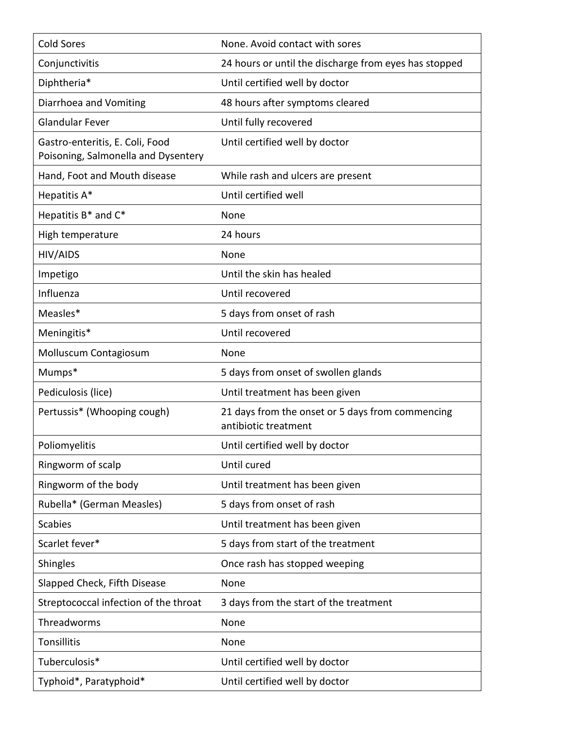| Cold Sores | None. Avoid contact with sores |
|---|---|
| Conjunctivitis | 24 hours or until the discharge from eyes has stopped |
| Diphtheria* | Until certified well by doctor |
| Diarrhoea and Vomiting | 48 hours after symptoms cleared |
| Glandular Fever | Until fully recovered |
| Gastro-enteritis, E. Coli, Food Poisoning, Salmonella and Dysentery | Until certified well by doctor |
| Hand, Foot and Mouth disease | While rash and ulcers are present |
| Hepatitis A* | Until certified well |
| Hepatitis B* and C* | None |
| High temperature | 24 hours |
| HIV/AIDS | None |
| Impetigo | Until the skin has healed |
| Influenza | Until recovered |
| Measles* | 5 days from onset of rash |
| Meningitis* | Until recovered |
| Molluscum Contagiosum | None |
| Mumps* | 5 days from onset of swollen glands |
| Pediculosis (lice) | Until treatment has been given |
| Pertussis* (Whooping cough) | 21 days from the onset or 5 days from commencing antibiotic treatment |
| Poliomyelitis | Until certified well by doctor |
| Ringworm of scalp | Until cured |
| Ringworm of the body | Until treatment has been given |
| Rubella* (German Measles) | 5 days from onset of rash |
| Scabies | Until treatment has been given |
| Scarlet fever* | 5 days from start of the treatment |
| Shingles | Once rash has stopped weeping |
| Slapped Check, Fifth Disease | None |
| Streptococcal infection of the throat | 3 days from the start of the treatment |
| Threadworms | None |
| Tonsillitis | None |
| Tuberculosis* | Until certified well by doctor |
| Typhoid*, Paratyphoid* | Until certified well by doctor |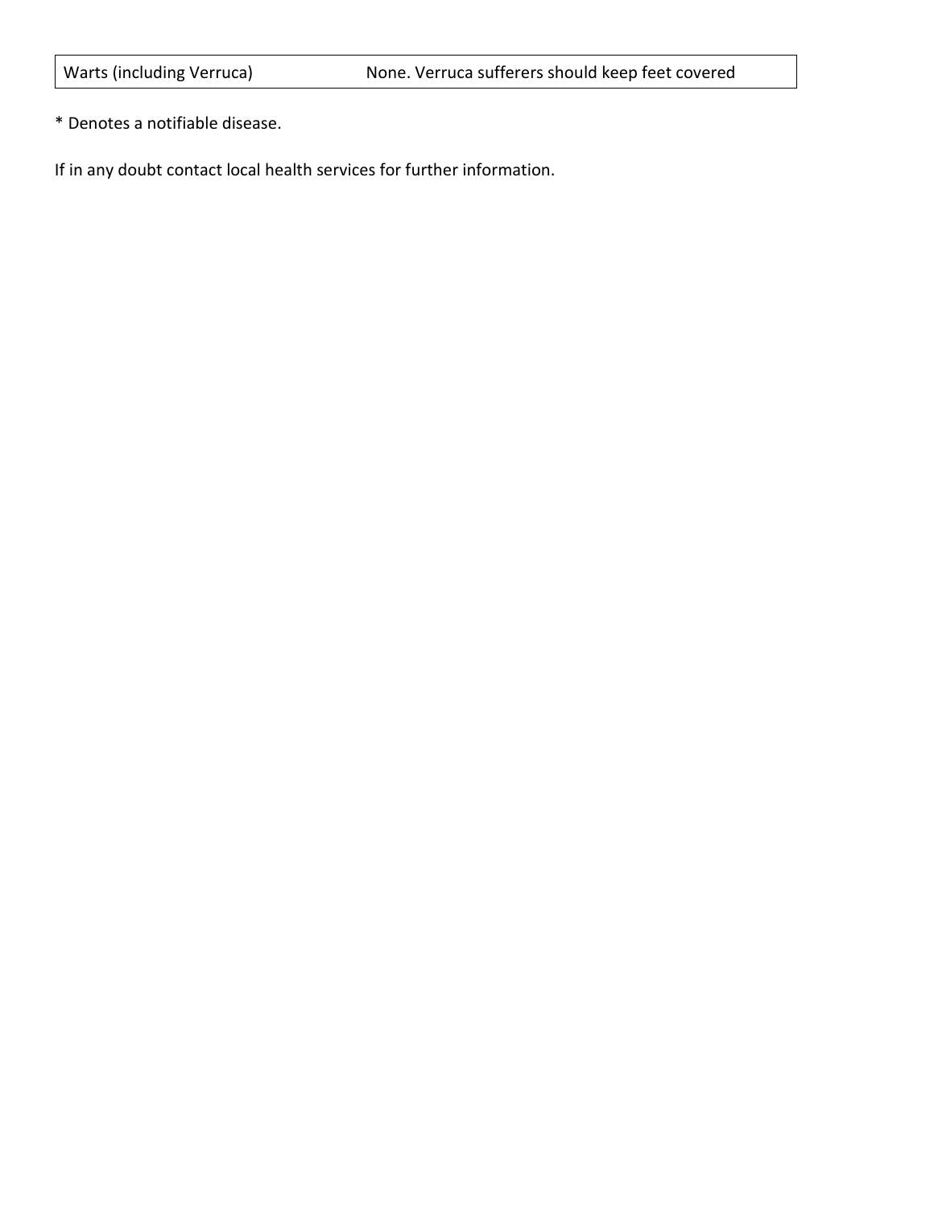| | |
|---|---|
| Warts (including Verruca) | None. Verruca sufferers should keep feet covered |

* Denotes a notifiable disease.

If in any doubt contact local health services for further information.